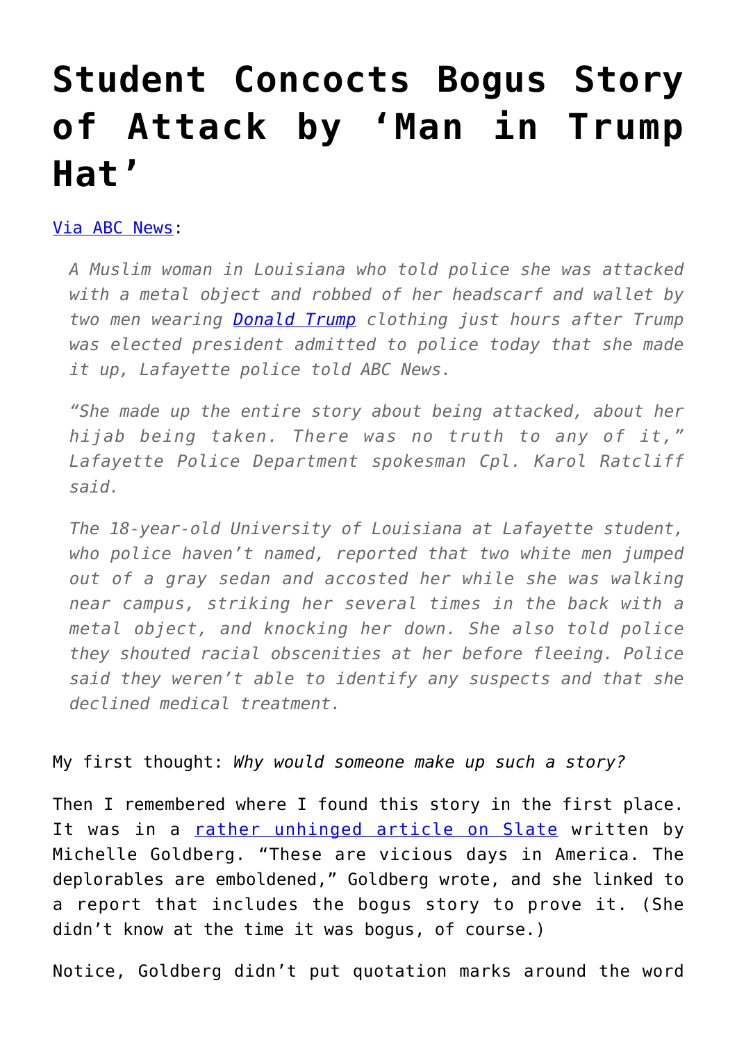# Student Concocts Bogus Story of Attack by 'Man in Trump Hat'

[Via ABC News](#):

> *A Muslim woman in Louisiana who told police she was attacked with a metal object and robbed of her headscarf and wallet by two men wearing [Donald Trump](#) clothing just hours after Trump was elected president admitted to police today that she made it up, Lafayette police told ABC News.*
>
> *"She made up the entire story about being attacked, about her hijab being taken. There was no truth to any of it," Lafayette Police Department spokesman Cpl. Karol Ratcliff said.*
>
> *The 18-year-old University of Louisiana at Lafayette student, who police haven't named, reported that two white men jumped out of a gray sedan and accosted her while she was walking near campus, striking her several times in the back with a metal object, and knocking her down. She also told police they shouted racial obscenities at her before fleeing. Police said they weren't able to identify any suspects and that she declined medical treatment.*

My first thought: *Why would someone make up such a story?*

Then I remembered where I found this story in the first place. It was in a [rather unhinged article on Slate](#) written by Michelle Goldberg. "These are vicious days in America. The deplorables are emboldened," Goldberg wrote, and she linked to a report that includes the bogus story to prove it. (She didn't know at the time it was bogus, of course.)

Notice, Goldberg didn't put quotation marks around the word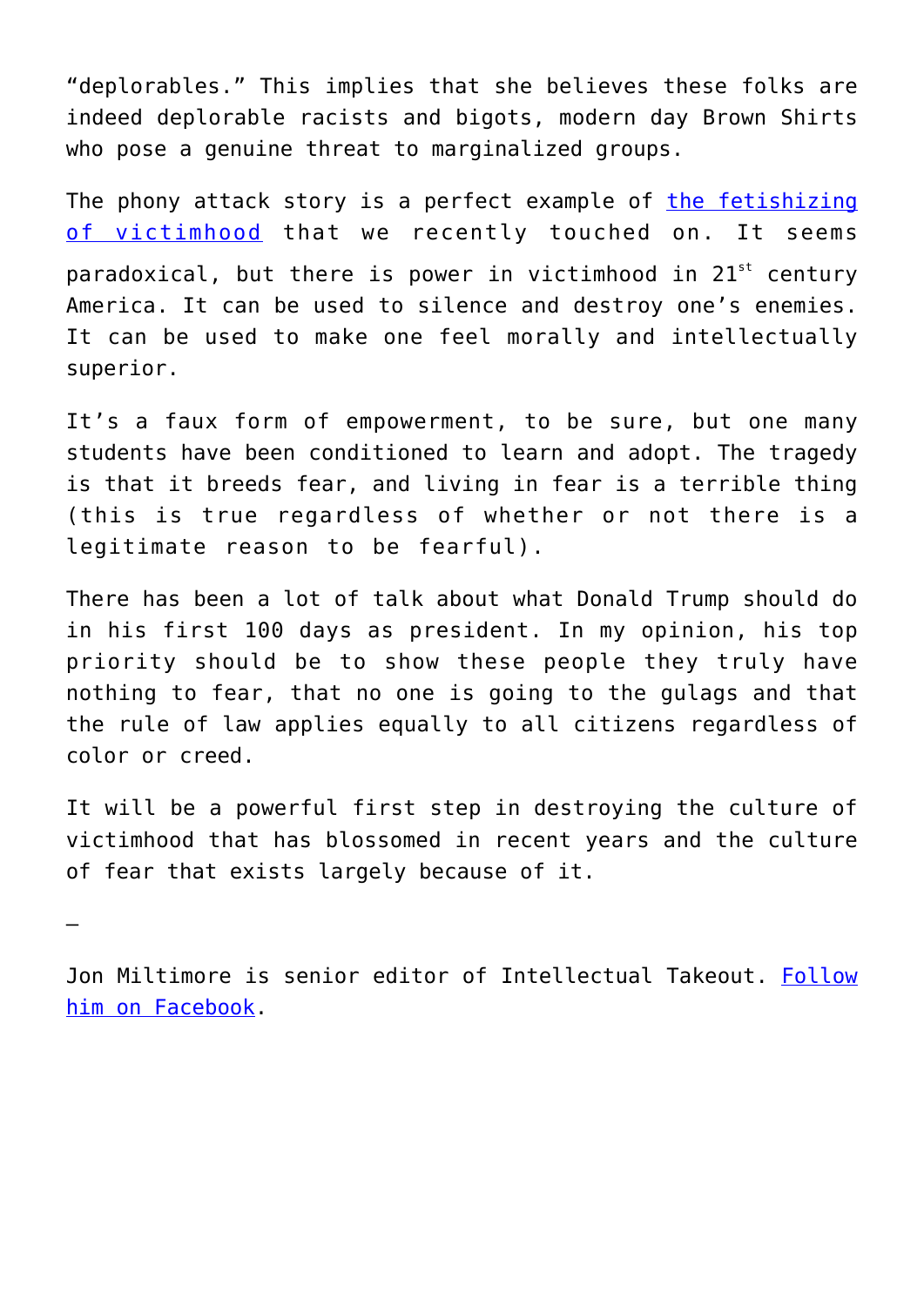"deplorables." This implies that she believes these folks are indeed deplorable racists and bigots, modern day Brown Shirts who pose a genuine threat to marginalized groups.

The phony attack story is a perfect example of [the fetishizing of victimhood]() that we recently touched on. It seems paradoxical, but there is power in victimhood in 21st century America. It can be used to silence and destroy one's enemies. It can be used to make one feel morally and intellectually superior.

It's a faux form of empowerment, to be sure, but one many students have been conditioned to learn and adopt. The tragedy is that it breeds fear, and living in fear is a terrible thing (this is true regardless of whether or not there is a legitimate reason to be fearful).

There has been a lot of talk about what Donald Trump should do in his first 100 days as president. In my opinion, his top priority should be to show these people they truly have nothing to fear, that no one is going to the gulags and that the rule of law applies equally to all citizens regardless of color or creed.

It will be a powerful first step in destroying the culture of victimhood that has blossomed in recent years and the culture of fear that exists largely because of it.

—

Jon Miltimore is senior editor of Intellectual Takeout. [Follow him on Facebook]().